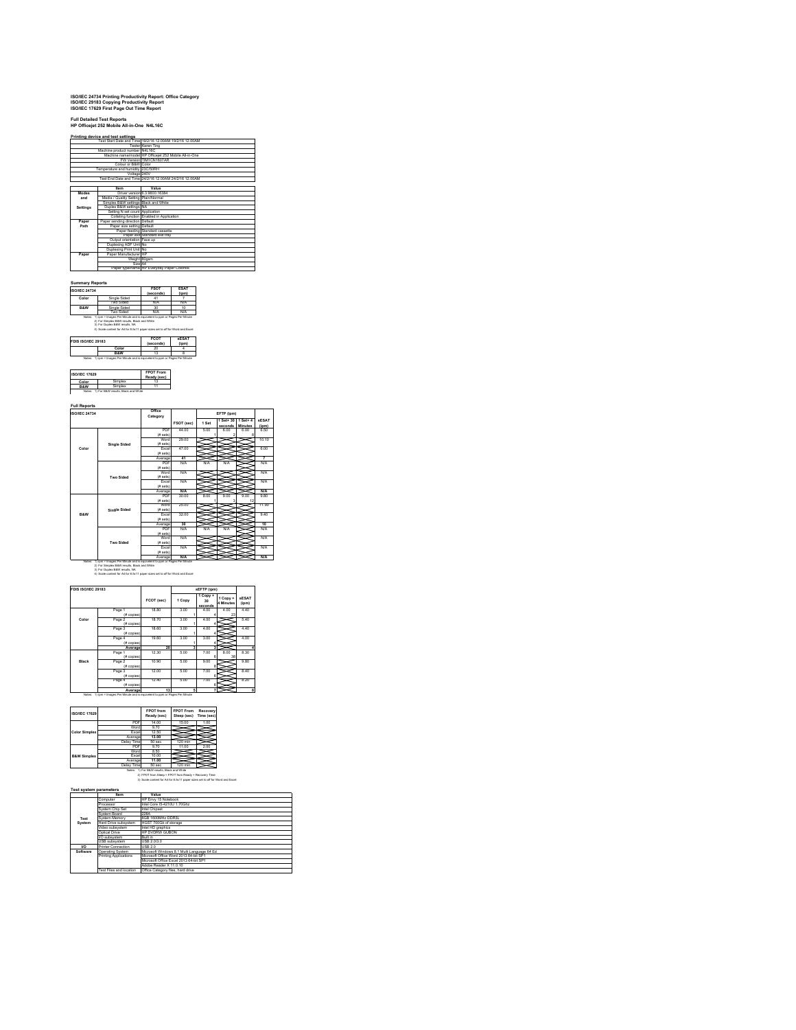# ISO/IEC 24734 Printing Productivity Report: Office Category
# ISO/IEC 29183 Copying Productivity Report
# ISO/IEC 17629 First Page Out Time Report

## Full Detailed Test Reports
## HP Officejet 252 Mobile All-in-One N4L16C

### Printing device and test settings

| | |
|---|---|
| Test Start Date and Time | 18/2/16 12.00AM 19/2/16 12.00AM |
| Tester | Karen Ting |
| Machine product number | N4L16C |
| Machine name/model | HP Officejet 252 Mobile All-in-One |
| FW Version | SWTCN1607AR |
| Colour or B&W | Color |
| Temperature and humidity | 23C/50RH |
| Voltage | 240V |
| Test End Date and Time | 24/2/16 12.00AM 24/2/16 12.00AM |

| | Item | Value |
|---|---|---|
| Modes and Settings | Driver version | 6.3.9600.16384 |
| | Media / Quality Setting | Plain/Normal |
| | Simplex B&W settings | Black and White |
| | Duplex B&W settings | NA |
| | Setting N set count | Application |
| | Collating function | Enabled in Application |
| Paper Path | Paper sending direction | Default |
| | Paper size setting | Default |
| | Paper feeding | Standard cassette |
| | Paper exit | Standard exit tray |
| | Output orientation | Face up |
| | Duplexing ADF Unit | No |
| | Duplexing Print Unit | No |
| Paper | Paper Manufacturer | HP |
| | Weight | 80gsm |
| | Size | A4 |
| | Paper type/name | HP Everyday Paper Colorlok |

### Summary Reports

| ISO/IEC 24734 | | FSOT (seconds) | ESAT (ipm) |
|---|---|---|---|
| Color | Single Sided | 41 | 7 |
| | Two Sided | N/A | N/A |
| B&W | Single Sided | 30 | 10 |
| | Two Sided | N/A | N/A |

Notes: 1) ipm = Images Per Minute and is equivalent to ppm or Pages Per Minute
2) For Simplex B&W results, Black and White
3) For Duplex B&W results, NA
4) Scale content for A4 for 8.5x11 paper sizes set to off for Word and Excel

| FDIS ISO/IEC 29183 | FCOT (seconds) | sESAT (ipm) |
|---|---|---|
| Color | 20 | 4 |
| B&W | 13 | 8 |

Notes: 1) ipm = Images Per Minute and is equivalent to ppm or Pages Per Minute

| ISO/IEC 17629 | | FPOT From Ready (sec) |
|---|---|---|
| Color | Simplex | 13 |
| B&W | Simplex | 11 |

Notes: 1) For B&W results, Black and White

### Full Reports

| ISO/IEC 24734 | | Office Category | FSOT (sec) | EFTP (ipm) 1 Set | 1 Set+ 30 seconds | 1 Set+ 4 Minutes | sESAT (ipm) |
|---|---|---|---|---|---|---|---|
| Color | Single Sided | PDF | 44.00 | 5.00 | 6.00 | 6.00 | 6.50 |
| | | (# sets) | | 1 | 2 | 8 | |
| | | Word | 29.00 | | | | 10.10 |
| | | (# sets) | | | | | |
| | | Excel | 47.00 | | | | 6.00 |
| | | (# sets) | | | | | |
| | | Average | 41 | | | | 7 |
| | Two Sided | PDF | N/A | N/A | N/A | | N/A |
| | | (# sets) | | | | | |
| | | Word | N/A | | | | N/A |
| | | (# sets) | | | | | |
| | | Excel | N/A | | | | N/A |
| | | (# sets) | | | | | |
| | | Average | N/A | | | | N/A |
| B&W | Single Sided | PDF | 30.00 | 8.00 | 9.00 | 9.00 | 9.80 |
| | | (# sets) | | 1 | 3 | 12 | |
| | | Word | 25.00 | | | | 11.90 |
| | | (# sets) | | | | | |
| | | Excel | 32.00 | | | | 9.40 |
| | | (# sets) | | | | | |
| | | Average | 30 | | | | 10 |
| | Two Sided | PDF | N/A | N/A | N/A | | N/A |
| | | (# sets) | | | | | |
| | | Word | N/A | | | | N/A |
| | | (# sets) | | | | | |
| | | Excel | N/A | | | | N/A |
| | | (# sets) | | | | | |
| | | Average | N/A | | | | N/A |

Notes: 1) ipm = Images Per Minute and is equivalent to ppm or Pages Per Minute
2) For Simplex B&W results, Black and White
3) For Duplex B&W results, NA
4) Scale content for A4 for 8.5x11 paper sizes set to off for Word and Excel

| FDIS ISO/IEC 29183 | | FCOT (sec) | sEFTP (ipm) 1 Copy | 1 Copy + 30 seconds | 1 Copy + 4 Minutes | sESAT (ipm) |
|---|---|---|---|---|---|---|
| Color | Page 1 | 18.80 | 3.00 | 4.00 | 4.00 | 4.40 |
| | (# copies) | | 1 | 4 | 23 | |
| | Page 2 | 18.70 | 3.00 | 4.00 | | 5.40 |
| | (# copies) | | 1 | 4 | | |
| | Page 3 | 18.60 | 3.00 | 4.00 | | 4.40 |
| | (# copies) | | 1 | 4 | | |
| | Page 4 | 19.60 | 3.00 | 3.00 | | 4.00 |
| | (# copies) | | 1 | 4 | | |
| | Average | 20 | 3 | 3 | | 4 |
| Black | Page 1 | 12.30 | 5.00 | 7.00 | 8.00 | 8.30 |
| | (# copies) | | 1 | 6 | 38 | |
| | Page 2 | 10.90 | 5.00 | 9.00 | | 9.80 |
| | (# copies) | | 1 | 6 | | |
| | Page 3 | 12.00 | 5.00 | 7.00 | | 8.40 |
| | (# copies) | | 1 | 6 | | |
| | Page 4 | 12.40 | 5.00 | 7.00 | | 8.20 |
| | (# copies) | | 1 | 6 | | |
| | Average | 13 | 5 | 7 | | 8 |

Notes: 1) ipm = Images Per Minute and is equivalent to ppm or Pages Per Minute

| ISO/IEC 17629 | | FPOT from Ready (sec) | FPOT From Sleep (sec) | Recovery Time (sec) |
|---|---|---|---|---|
| Color Simplex | PDF | 14.00 | 15.00 | 1.00 |
| | Word | 9.70 | | |
| | Excel | 12.50 | | |
| | Average | 13.00 | | |
| | Delay Time | 50 sec | 120 min | |
| B&W Simplex | PDF | 9.70 | 11.00 | 2.00 |
| | Word | 8.50 | | |
| | Excel | 10.00 | | |
| | Average | 11.00 | | |
| | Delay Time | 50 sec | 120 min | |

Notes: 1) For B&W results, Black and White
2) FPOT from Sleep = FPOT from Ready + Recovery Time
3) Scale content for A4 for 8.5x11 paper sizes set to off for Word and Excel

### Test system parameters

| | Item | Value |
|---|---|---|
| Test System | Computer | HP Envy 15 Notebook |
| | Processor | Intel Core i5-4210U 1.70Ghz |
| | System Chip Set | Intel Chipset |
| | System Board | 228A |
| | System Memory | 8GB 1600MHz DDR3L |
| | Hard Drive subsystem | HGST 700Gb of storage |
| | Video subsystem | Intel HD graphics |
| | Optical Drive | HP DVDRW GUB0N |
| | I/O subsystem | Built in |
| | USB subsystem | USB 2.0/3.0 |
| I/O | Printer Connection | USB 2.0 |
| Software | Operating System | Microsoft Windows 8.1 Multi Language 64 Ed |
| | Printing Applications | Microsoft Office Word 2013 64-bit SP1 |
| | | Microsoft Office Excel 2013 64-bit SP1 |
| | | Adobe Reader X 11.0.10 |
| | Test Files and location | Office Category files, hard drive |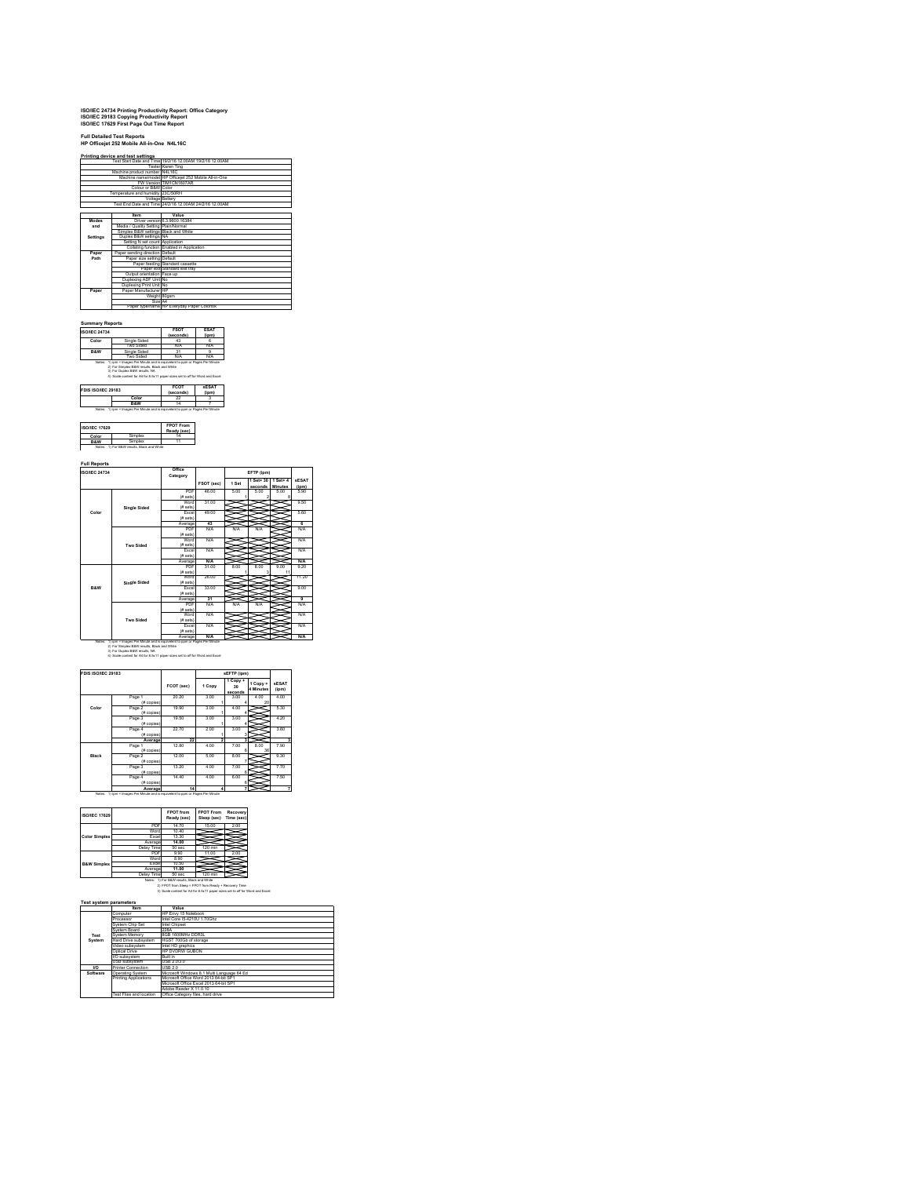**ISO/IEC 24734 Printing Productivity Report: Office Category**
**ISO/IEC 29183 Copying Productivity Report**
**ISO/IEC 17629 First Page Out Time Report**

**Full Detailed Test Reports**
**HP Officejet 252 Mobile All-in-One N4L16C**

**Printing device and test settings**

| | |
|---|---|
| Test Start Date and Time | 18/2/16 12.00AM 19/2/16 12.00AM |
| Tester | Karen Ting |
| Machine product number | N4L16C |
| Machine name/model | HP Officejet 252 Mobile All-in-One |
| FW Version | MM1CN1607AR |
| Colour or B&W | Color |
| Temperature and humidity | 23C/50RH |
| Voltage | Battery |
| Test End Date and Time | 24/2/16 12.00AM 24/2/16 12.00AM |

| | Item | Value |
|---|---|---|
| Modes and Settings | Driver version | 6.3.9600.16384 |
| | Media / Quality Setting | Plain/Normal |
| | Simplex B&W settings | Black and White |
| | Duplex B&W settings | NA |
| | Setting N set count | Application |
| | Collating function | Enabled in Application |
| Paper Path | Paper sending direction | Default |
| | Paper size setting | Default |
| | Paper feeding | Standard cassette |
| | Paper exit | Standard exit tray |
| | Output orientation | Face up |
| | Duplexing ADF Unit | No |
| | Duplexing Print Unit | No |
| Paper | Paper Manufacturer | HP |
| | Weight | 80gsm |
| | Size | A4 |
| | Paper type/name | HP Everyday Paper Colorlok |

**Summary Reports**

| ISO/IEC 24734 | | FSOT (seconds) | ESAT (ipm) |
|---|---|---|---|
| Color | Single Sided | 43 | 6 |
| | Two Sided | N/A | N/A |
| B&W | Single Sided | 31 | 9 |
| | Two Sided | N/A | N/A |

Notes: 1) ipm = Images Per Minute and is equivalent to ppm or Pages Per Minute
2) For Simplex B&W results, Black and White
3) For Duplex B&W results, NA
4) Scale content for A4 for 8.5x11 paper sizes set to off for Word and Excel

| FDIS ISO/IEC 29183 | FCOT (seconds) | sESAT (ipm) |
|---|---|---|
| Color | 22 | 3 |
| B&W | 14 | 7 |

Notes: 1) ipm = Images Per Minute and is equivalent to ppm or Pages Per Minute

| ISO/IEC 17629 | | FPOT From Ready (sec) |
|---|---|---|
| Color | Simplex | 14 |
| B&W | Simplex | 11 |

Notes: 1) For B&W results, Black and White

**Full Reports**

| ISO/IEC 24734 | | Office Category | FSOT (sec) | EFTP (ipm) 1 Set | 1 Set+ 30 seconds | 1 Set+ 4 Minutes | sESAT (ipm) |
|---|---|---|---|---|---|---|---|
| Color | Single Sided | PDF | 46.00 | 5.00 | 5.00 | 5.00 | 5.90 |
| | | (# sets) | | 1 | 2 | 8 | |
| | | Word | 31.00 | | | | 9.50 |
| | | (# sets) | | | | | |
| | | Excel | 49.00 | | | | 5.60 |
| | | (# sets) | | | | | |
| | | Average | 43 | | | | 6 |
| | Two Sided | PDF | N/A | N/A | N/A | | N/A |
| | | (# sets) | | | | | |
| | | Word | N/A | | | | N/A |
| | | (# sets) | | | | | |
| | | Excel | N/A | | | | N/A |
| | | (# sets) | | | | | |
| | | Average | N/A | | | | N/A |
| B&W | Single Sided | PDF | 31.00 | 8.00 | 8.00 | 9.00 | 9.20 |
| | | (# sets) | | 1 | 3 | 11 | |
| | | Word | 26.00 | | | | 11.20 |
| | | (# sets) | | | | | |
| | | Excel | 33.00 | | | | 9.00 |
| | | (# sets) | | | | | |
| | | Average | 31 | | | | 9 |
| | Two Sided | PDF | N/A | N/A | N/A | | N/A |
| | | (# sets) | | | | | |
| | | Word | N/A | | | | N/A |
| | | (# sets) | | | | | |
| | | Excel | N/A | | | | N/A |
| | | (# sets) | | | | | |
| | | Average | N/A | | | | N/A |

Notes: 1) ipm = Images Per Minute and is equivalent to ppm or Pages Per Minute
2) For Simplex B&W results, Black and White
3) For Duplex B&W results, NA
4) Scale content for A4 for 8.5x11 paper sizes set to off for Word and Excel

| FDIS ISO/IEC 29183 | | FCOT (sec) | sEFTP (ipm) 1 Copy | 1 Copy + 30 seconds | 1 Copy + 4 Minutes | sESAT (ipm) |
|---|---|---|---|---|---|---|
| Color | Page 1 | 20.20 | 3.00 | 3.00 | 4.00 | 4.00 |
| | (# copies) | | 1 | 4 | 20 | |
| | Page 2 | 19.90 | 3.00 | 4.00 | | 5.30 |
| | (# copies) | | 1 | 4 | | |
| | Page 3 | 19.50 | 3.00 | 3.00 | | 4.20 |
| | (# copies) | | 1 | 4 | | |
| | Page 4 | 22.70 | 2.00 | 3.00 | | 3.60 |
| | (# copies) | | 1 | 3 | | |
| | Average | 22 | 2 | 3 | | 3 |
| Black | Page 1 | 12.80 | 4.00 | 7.00 | 8.00 | 7.90 |
| | (# copies) | | 1 | 6 | 36 | |
| | Page 2 | 12.00 | 5.00 | 8.00 | | 9.30 |
| | (# copies) | | 1 | 7 | | |
| | Page 3 | 13.20 | 4.00 | 7.00 | | 7.70 |
| | (# copies) | | 1 | 6 | | |
| | Page 4 | 14.40 | 4.00 | 6.00 | | 7.50 |
| | (# copies) | | 1 | 6 | | |
| | Average | 14 | 4 | 7 | | 7 |

Notes: 1) ipm = Images Per Minute and is equivalent to ppm or Pages Per Minute

| ISO/IEC 17629 | | FPOT from Ready (sec) | FPOT From Sleep (sec) | Recovery Time (sec) |
|---|---|---|---|---|
| Color Simplex | PDF | 14.70 | 15.00 | 2.00 |
| | Word | 10.40 | | |
| | Excel | 13.30 | | |
| | Average | 14.00 | | |
| | Delay Time | 50 sec | 120 min | |
| B&W Simplex | PDF | 9.90 | 11.00 | 2.00 |
| | Word | 8.90 | | |
| | Excel | 10.50 | | |
| | Average | 11.00 | | |
| | Delay Time | 50 sec | 120 min | |

Notes: 1) For B&W results, Black and White
2) FPOT from Sleep = FPOT from Ready + Recovery Time
3) Scale content for A4 for 8.5x11 paper sizes set to off for Word and Excel

**Test system parameters**

| | Item | Value |
|---|---|---|
| Test System | Computer | HP Envy 15 Notebook |
| | Processor | Intel Core i5-4210U 1.70Ghz |
| | System Chip Set | Intel Chipset |
| | System Board | 228A |
| | System Memory | 8GB 1600MHz DDR3L |
| | Hard Drive subsystem | HGST 700Gb of storage |
| | Video subsystem | Intel HD graphics |
| | Optical Drive | HP DVDRW GUBON |
| | I/O subsystem | Built in |
| | USB subsystem | USB 2.0/3.0 |
| I/O | Printer Connection | USB 2.0 |
| Software | Operating System | Microsoft Windows 8.1 Multi Language 64 Ed |
| | Printing Applications | Microsoft Office Word 2013 64-bit SP1 |
| | | Microsoft Office Excel 2013 64-bit SP1 |
| | | Adobe Reader X 11.0.10 |
| | Test Files and location | Office Category files, hard drive |